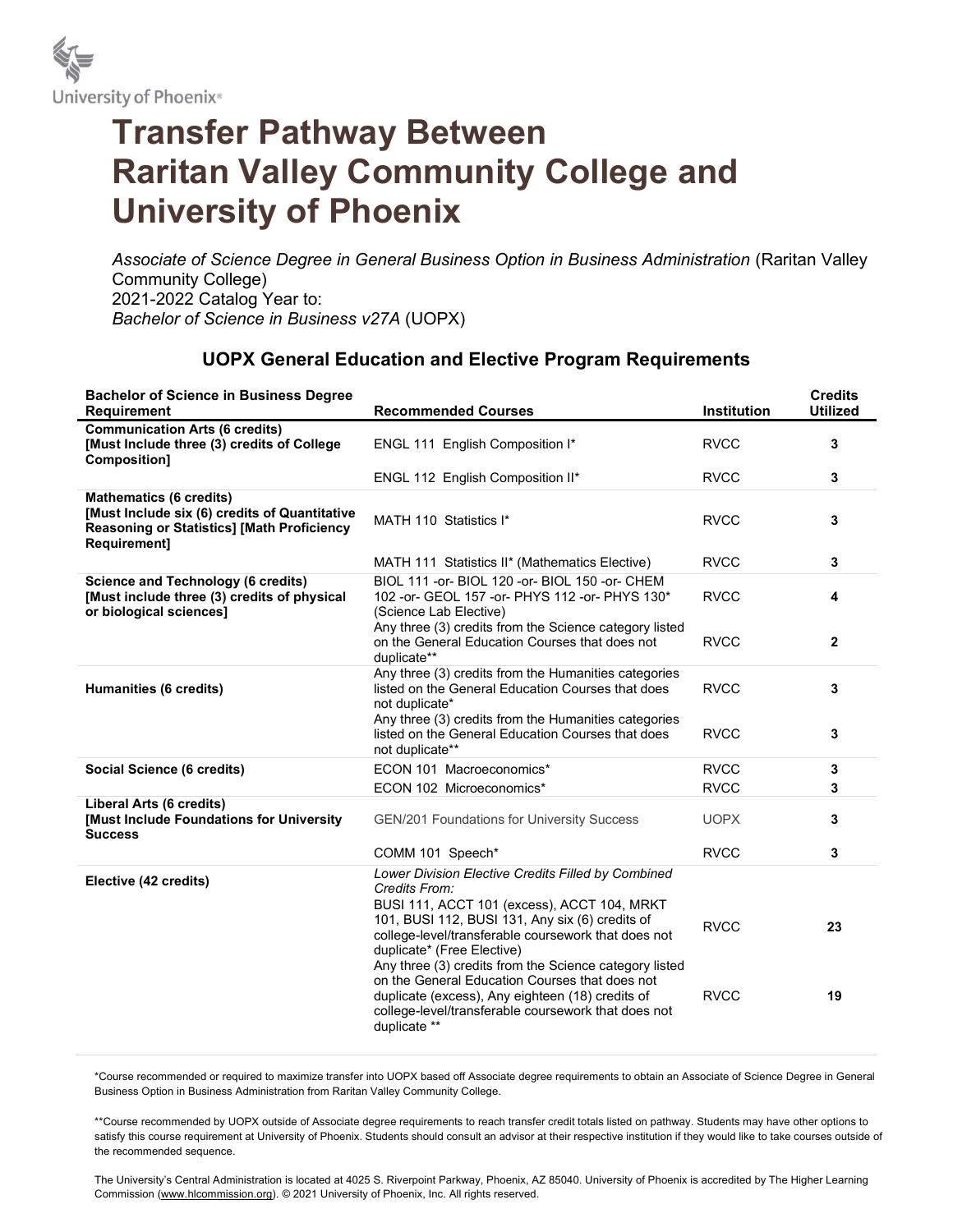University of Phoenix®

# Transfer Pathway Between Raritan Valley Community College and University of Phoenix

*Associate of Science Degree in General Business Option in Business Administration* (Raritan Valley Community College)
2021-2022 Catalog Year to:
*Bachelor of Science in Business v27A* (UOPX)

## UOPX General Education and Elective Program Requirements

| Bachelor of Science in Business Degree Requirement | Recommended Courses | Institution | Credits Utilized |
|---|---|---|---|
| **Communication Arts (6 credits) [Must Include three (3) credits of College Composition]** | ENGL 111 English Composition I* | RVCC | **3** |
| | ENGL 112 English Composition II* | RVCC | **3** |
| **Mathematics (6 credits) [Must Include six (6) credits of Quantitative Reasoning or Statistics] [Math Proficiency Requirement]** | MATH 110 Statistics I* | RVCC | **3** |
| | MATH 111 Statistics II* (Mathematics Elective) | RVCC | **3** |
| **Science and Technology (6 credits) [Must include three (3) credits of physical or biological sciences]** | BIOL 111 -or- BIOL 120 -or- BIOL 150 -or- CHEM 102 -or- GEOL 157 -or- PHYS 112 -or- PHYS 130* (Science Lab Elective) | RVCC | **4** |
| | Any three (3) credits from the Science category listed on the General Education Courses that does not duplicate** | RVCC | **2** |
| **Humanities (6 credits)** | Any three (3) credits from the Humanities categories listed on the General Education Courses that does not duplicate* | RVCC | **3** |
| | Any three (3) credits from the Humanities categories listed on the General Education Courses that does not duplicate** | RVCC | **3** |
| **Social Science (6 credits)** | ECON 101 Macroeconomics* | RVCC | **3** |
| | ECON 102 Microeconomics* | RVCC | **3** |
| **Liberal Arts (6 credits) [Must Include Foundations for University Success** | GEN/201 Foundations for University Success | UOPX | **3** |
| | COMM 101 Speech* | RVCC | **3** |
| **Elective (42 credits)** | *Lower Division Elective Credits Filled by Combined Credits From:* BUSI 111, ACCT 101 (excess), ACCT 104, MRKT 101, BUSI 112, BUSI 131, Any six (6) credits of college-level/transferable coursework that does not duplicate* (Free Elective) | RVCC | **23** |
| | Any three (3) credits from the Science category listed on the General Education Courses that does not duplicate (excess), Any eighteen (18) credits of college-level/transferable coursework that does not duplicate ** | RVCC | **19** |

*Course recommended or required to maximize transfer into UOPX based off Associate degree requirements to obtain an Associate of Science Degree in General Business Option in Business Administration from Raritan Valley Community College.

**Course recommended by UOPX outside of Associate degree requirements to reach transfer credit totals listed on pathway. Students may have other options to satisfy this course requirement at University of Phoenix. Students should consult an advisor at their respective institution if they would like to take courses outside of the recommended sequence.

The University's Central Administration is located at 4025 S. Riverpoint Parkway, Phoenix, AZ 85040. University of Phoenix is accredited by The Higher Learning Commission (www.hlcommission.org). © 2021 University of Phoenix, Inc. All rights reserved.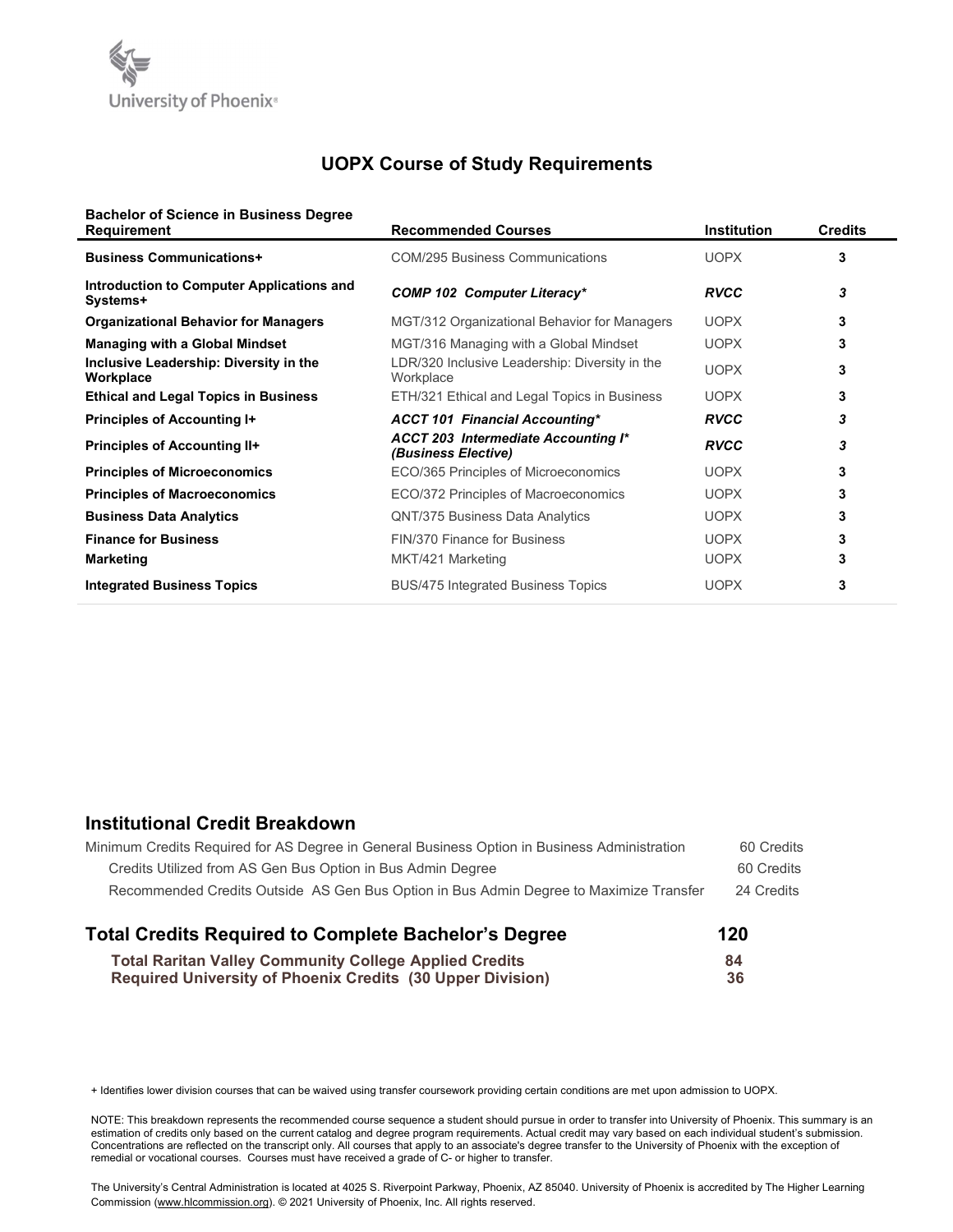University of Phoenix®

## UOPX Course of Study Requirements

| Bachelor of Science in Business Degree Requirement | Recommended Courses | Institution | Credits |
|---|---|---|---|
| **Business Communications+** | COM/295 Business Communications | UOPX | **3** |
| **Introduction to Computer Applications and Systems+** | ***COMP 102 Computer Literacy**** | ***RVCC*** | ***3*** |
| **Organizational Behavior for Managers** | MGT/312 Organizational Behavior for Managers | UOPX | **3** |
| **Managing with a Global Mindset** | MGT/316 Managing with a Global Mindset | UOPX | **3** |
| **Inclusive Leadership: Diversity in the Workplace** | LDR/320 Inclusive Leadership: Diversity in the Workplace | UOPX | **3** |
| **Ethical and Legal Topics in Business** | ETH/321 Ethical and Legal Topics in Business | UOPX | **3** |
| **Principles of Accounting I+** | ***ACCT 101 Financial Accounting**** | ***RVCC*** | ***3*** |
| **Principles of Accounting II+** | ***ACCT 203 Intermediate Accounting I* (Business Elective)*** | ***RVCC*** | ***3*** |
| **Principles of Microeconomics** | ECO/365 Principles of Microeconomics | UOPX | **3** |
| **Principles of Macroeconomics** | ECO/372 Principles of Macroeconomics | UOPX | **3** |
| **Business Data Analytics** | QNT/375 Business Data Analytics | UOPX | **3** |
| **Finance for Business** | FIN/370 Finance for Business | UOPX | **3** |
| **Marketing** | MKT/421 Marketing | UOPX | **3** |
| **Integrated Business Topics** | BUS/475 Integrated Business Topics | UOPX | **3** |

## Institutional Credit Breakdown

| | |
|---|---|
| Minimum Credits Required for AS Degree in General Business Option in Business Administration | 60 Credits |
| Credits Utilized from AS Gen Bus Option in Bus Admin Degree | 60 Credits |
| Recommended Credits Outside AS Gen Bus Option in Bus Admin Degree to Maximize Transfer | 24 Credits |

| | |
|---|---|
| **Total Credits Required to Complete Bachelor's Degree** | **120** |
| **Total Raritan Valley Community College Applied Credits** | **84** |
| **Required University of Phoenix Credits (30 Upper Division)** | **36** |

+ Identifies lower division courses that can be waived using transfer coursework providing certain conditions are met upon admission to UOPX.

NOTE: This breakdown represents the recommended course sequence a student should pursue in order to transfer into University of Phoenix. This summary is an estimation of credits only based on the current catalog and degree program requirements. Actual credit may vary based on each individual student's submission. Concentrations are reflected on the transcript only. All courses that apply to an associate's degree transfer to the University of Phoenix with the exception of remedial or vocational courses. Courses must have received a grade of C- or higher to transfer.

The University's Central Administration is located at 4025 S. Riverpoint Parkway, Phoenix, AZ 85040. University of Phoenix is accredited by The Higher Learning Commission (www.hlcommission.org). © 2021 University of Phoenix, Inc. All rights reserved.